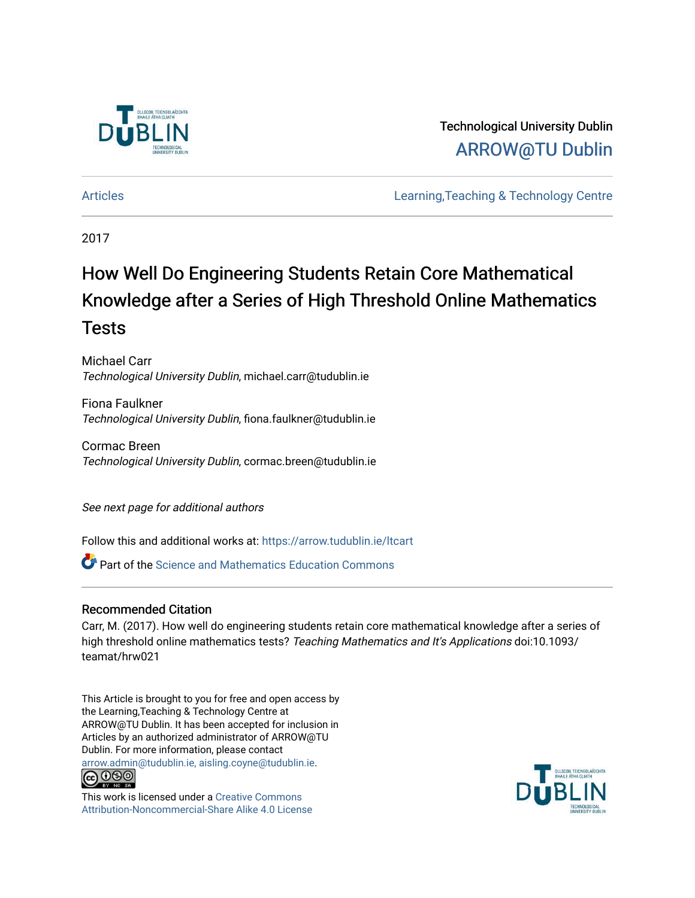Technological University Dublin

ARROW@TU Dublin

Articles | Learning,Teaching & Technology Centre

2017

# How Well Do Engineering Students Retain Core Mathematical Knowledge after a Series of High Threshold Online Mathematics Tests

Michael Carr
*Technological University Dublin*, michael.carr@tudublin.ie

Fiona Faulkner
*Technological University Dublin*, fiona.faulkner@tudublin.ie

Cormac Breen
*Technological University Dublin*, cormac.breen@tudublin.ie

*See next page for additional authors*

Follow this and additional works at: https://arrow.tudublin.ie/ltcart

Part of the Science and Mathematics Education Commons

## Recommended Citation

Carr, M. (2017). How well do engineering students retain core mathematical knowledge after a series of high threshold online mathematics tests? *Teaching Mathematics and It's Applications* doi:10.1093/teamat/hrw021

This Article is brought to you for free and open access by the Learning,Teaching & Technology Centre at ARROW@TU Dublin. It has been accepted for inclusion in Articles by an authorized administrator of ARROW@TU Dublin. For more information, please contact arrow.admin@tudublin.ie, aisling.coyne@tudublin.ie.

This work is licensed under a Creative Commons Attribution-Noncommercial-Share Alike 4.0 License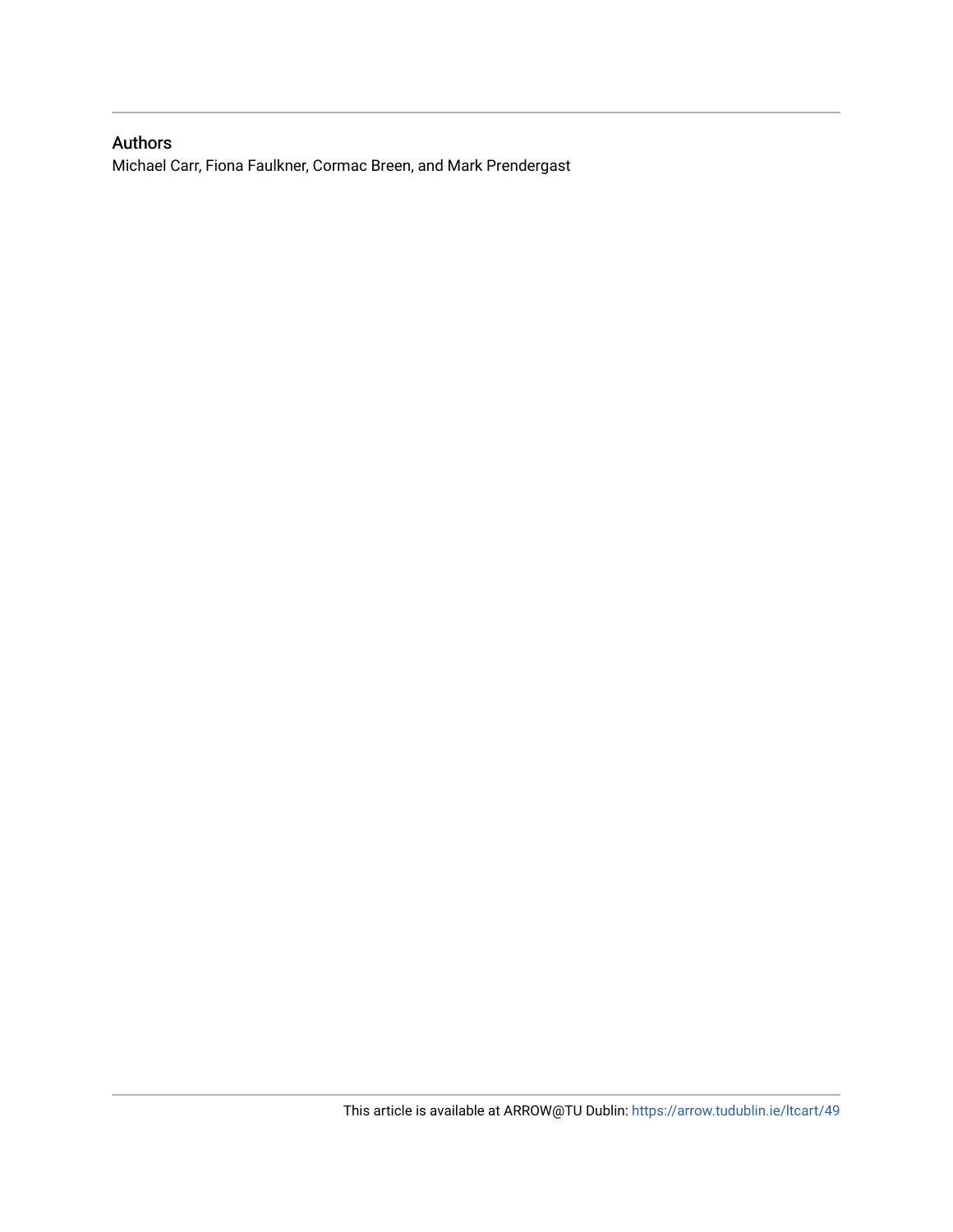## Authors

Michael Carr, Fiona Faulkner, Cormac Breen, and Mark Prendergast

This article is available at ARROW@TU Dublin: https://arrow.tudublin.ie/ltcart/49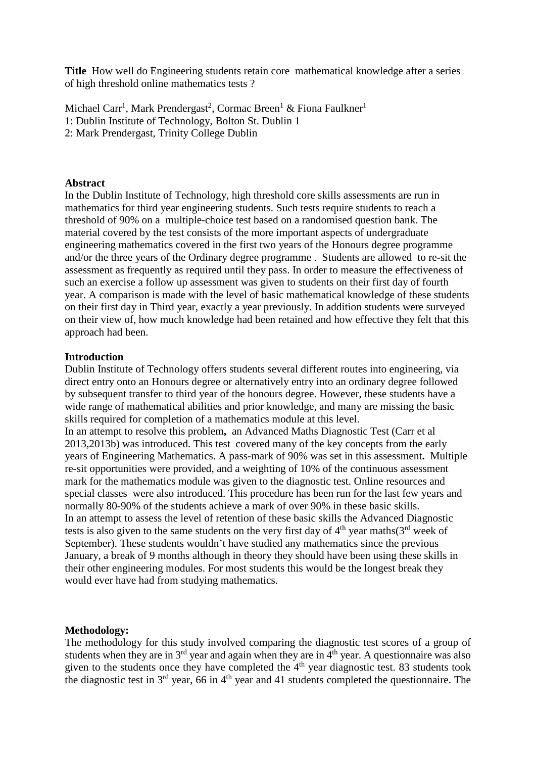**Title** How well do Engineering students retain core mathematical knowledge after a series of high threshold online mathematics tests ?

Michael Carr[1], Mark Prendergast[2], Cormac Breen[1] & Fiona Faulkner[1]
1: Dublin Institute of Technology, Bolton St. Dublin 1
2: Mark Prendergast, Trinity College Dublin

**Abstract**
In the Dublin Institute of Technology, high threshold core skills assessments are run in mathematics for third year engineering students. Such tests require students to reach a threshold of 90% on a multiple-choice test based on a randomised question bank. The material covered by the test consists of the more important aspects of undergraduate engineering mathematics covered in the first two years of the Honours degree programme and/or the three years of the Ordinary degree programme . Students are allowed to re-sit the assessment as frequently as required until they pass. In order to measure the effectiveness of such an exercise a follow up assessment was given to students on their first day of fourth year. A comparison is made with the level of basic mathematical knowledge of these students on their first day in Third year, exactly a year previously. In addition students were surveyed on their view of, how much knowledge had been retained and how effective they felt that this approach had been.

**Introduction**
Dublin Institute of Technology offers students several different routes into engineering, via direct entry onto an Honours degree or alternatively entry into an ordinary degree followed by subsequent transfer to third year of the honours degree. However, these students have a wide range of mathematical abilities and prior knowledge, and many are missing the basic skills required for completion of a mathematics module at this level.
In an attempt to resolve this problem**,** an Advanced Maths Diagnostic Test (Carr et al 2013,2013b) was introduced. This test covered many of the key concepts from the early years of Engineering Mathematics. A pass-mark of 90% was set in this assessment**.** Multiple re-sit opportunities were provided, and a weighting of 10% of the continuous assessment mark for the mathematics module was given to the diagnostic test. Online resources and special classes were also introduced. This procedure has been run for the last few years and normally 80-90% of the students achieve a mark of over 90% in these basic skills.
In an attempt to assess the level of retention of these basic skills the Advanced Diagnostic tests is also given to the same students on the very first day of 4th year maths(3rd week of September). These students wouldn't have studied any mathematics since the previous January, a break of 9 months although in theory they should have been using these skills in their other engineering modules. For most students this would be the longest break they would ever have had from studying mathematics.

**Methodology:**
The methodology for this study involved comparing the diagnostic test scores of a group of students when they are in 3rd year and again when they are in 4th year. A questionnaire was also given to the students once they have completed the 4th year diagnostic test. 83 students took the diagnostic test in 3rd year, 66 in 4th year and 41 students completed the questionnaire. The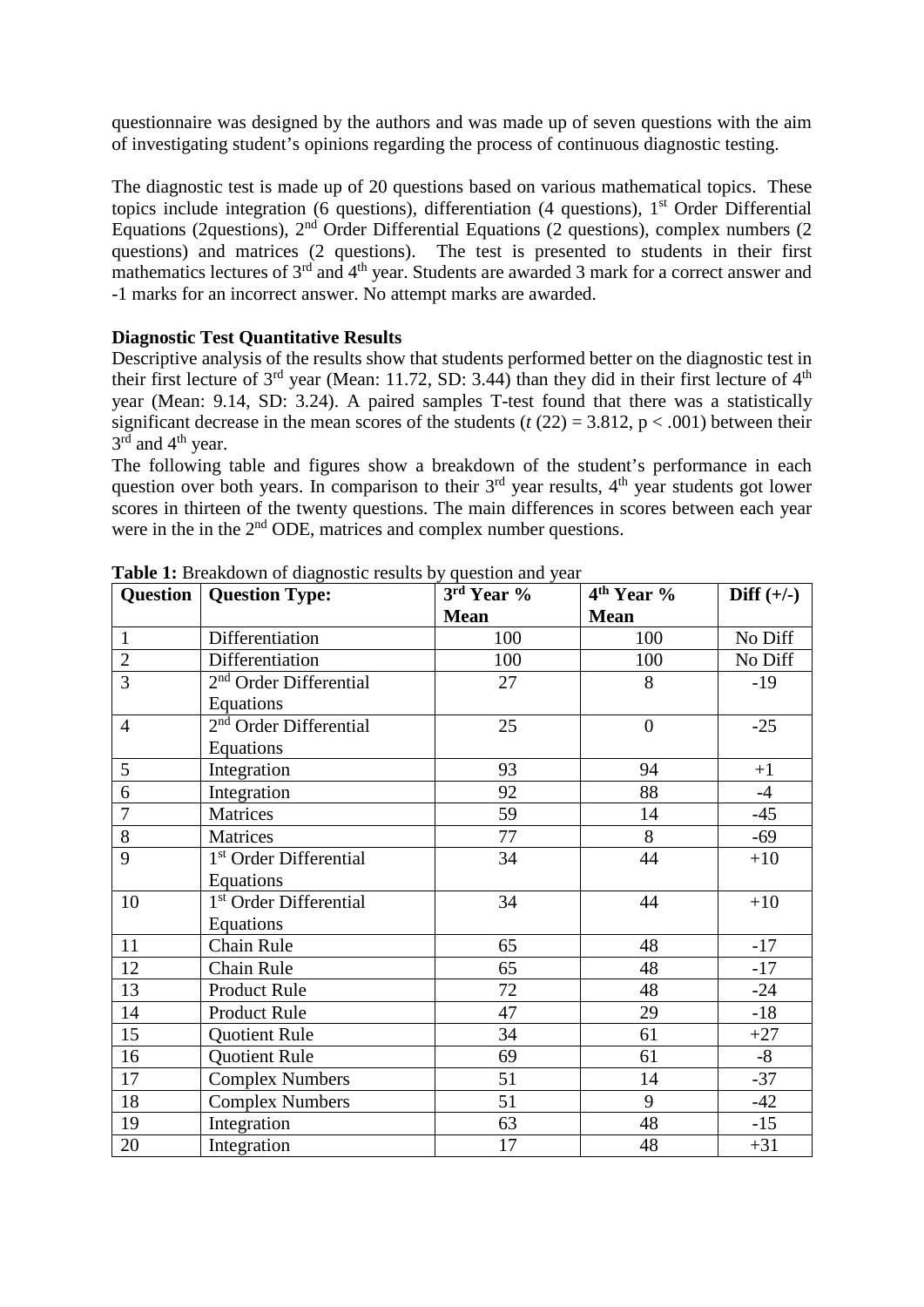questionnaire was designed by the authors and was made up of seven questions with the aim of investigating student's opinions regarding the process of continuous diagnostic testing.

The diagnostic test is made up of 20 questions based on various mathematical topics. These topics include integration (6 questions), differentiation (4 questions), 1st Order Differential Equations (2questions), 2nd Order Differential Equations (2 questions), complex numbers (2 questions) and matrices (2 questions). The test is presented to students in their first mathematics lectures of 3rd and 4th year. Students are awarded 3 mark for a correct answer and -1 marks for an incorrect answer. No attempt marks are awarded.

**Diagnostic Test Quantitative Results**

Descriptive analysis of the results show that students performed better on the diagnostic test in their first lecture of 3rd year (Mean: 11.72, SD: 3.44) than they did in their first lecture of 4th year (Mean: 9.14, SD: 3.24). A paired samples T-test found that there was a statistically significant decrease in the mean scores of the students ($t\ (22) = 3.812$, $p < .001$) between their 3rd and 4th year.

The following table and figures show a breakdown of the student's performance in each question over both years. In comparison to their 3rd year results, 4th year students got lower scores in thirteen of the twenty questions. The main differences in scores between each year were in the in the 2nd ODE, matrices and complex number questions.

**Table 1:** Breakdown of diagnostic results by question and year

| Question | Question Type: | 3rd Year % Mean | 4th Year % Mean | Diff (+/-) |
|---|---|---|---|---|
| 1 | Differentiation | 100 | 100 | No Diff |
| 2 | Differentiation | 100 | 100 | No Diff |
| 3 | 2nd Order Differential Equations | 27 | 8 | -19 |
| 4 | 2nd Order Differential Equations | 25 | 0 | -25 |
| 5 | Integration | 93 | 94 | +1 |
| 6 | Integration | 92 | 88 | -4 |
| 7 | Matrices | 59 | 14 | -45 |
| 8 | Matrices | 77 | 8 | -69 |
| 9 | 1st Order Differential Equations | 34 | 44 | +10 |
| 10 | 1st Order Differential Equations | 34 | 44 | +10 |
| 11 | Chain Rule | 65 | 48 | -17 |
| 12 | Chain Rule | 65 | 48 | -17 |
| 13 | Product Rule | 72 | 48 | -24 |
| 14 | Product Rule | 47 | 29 | -18 |
| 15 | Quotient Rule | 34 | 61 | +27 |
| 16 | Quotient Rule | 69 | 61 | -8 |
| 17 | Complex Numbers | 51 | 14 | -37 |
| 18 | Complex Numbers | 51 | 9 | -42 |
| 19 | Integration | 63 | 48 | -15 |
| 20 | Integration | 17 | 48 | +31 |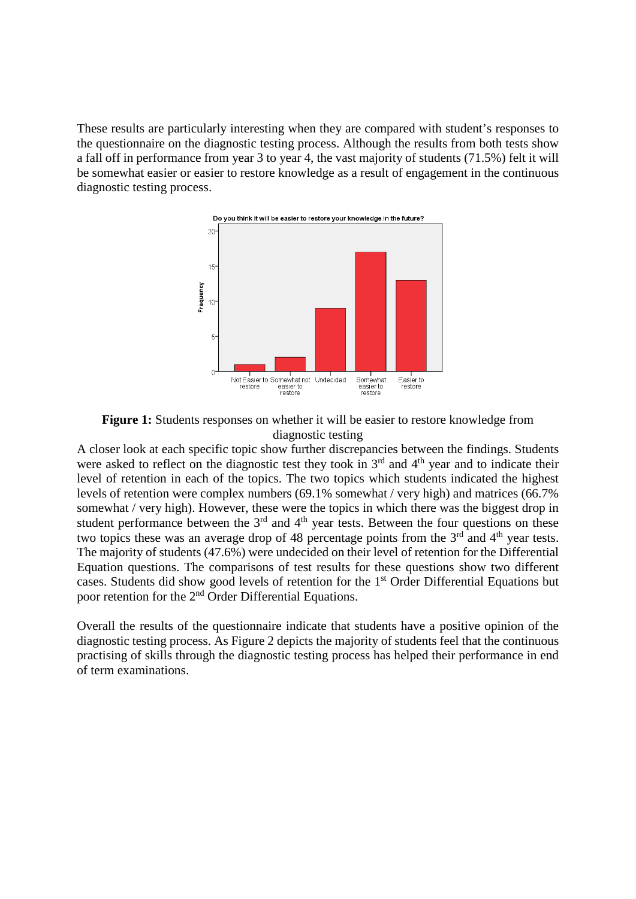These results are particularly interesting when they are compared with student's responses to the questionnaire on the diagnostic testing process. Although the results from both tests show a fall off in performance from year 3 to year 4, the vast majority of students (71.5%) felt it will be somewhat easier or easier to restore knowledge as a result of engagement in the continuous diagnostic testing process.

Do you think it will be easier to restore your knowledge in the future?

Frequency

0
5
10
15
20

Not Easier to restore
Somewhat not easier to restore
Undecided
Somewhat easier to restore
Easier to restore

**Figure 1:** Students responses on whether it will be easier to restore knowledge from diagnostic testing

A closer look at each specific topic show further discrepancies between the findings. Students were asked to reflect on the diagnostic test they took in 3rd and 4th year and to indicate their level of retention in each of the topics. The two topics which students indicated the highest levels of retention were complex numbers (69.1% somewhat / very high) and matrices (66.7% somewhat / very high). However, these were the topics in which there was the biggest drop in student performance between the 3rd and 4th year tests. Between the four questions on these two topics these was an average drop of 48 percentage points from the 3rd and 4th year tests. The majority of students (47.6%) were undecided on their level of retention for the Differential Equation questions. The comparisons of test results for these questions show two different cases. Students did show good levels of retention for the 1st Order Differential Equations but poor retention for the 2nd Order Differential Equations.

Overall the results of the questionnaire indicate that students have a positive opinion of the diagnostic testing process. As Figure 2 depicts the majority of students feel that the continuous practising of skills through the diagnostic testing process has helped their performance in end of term examinations.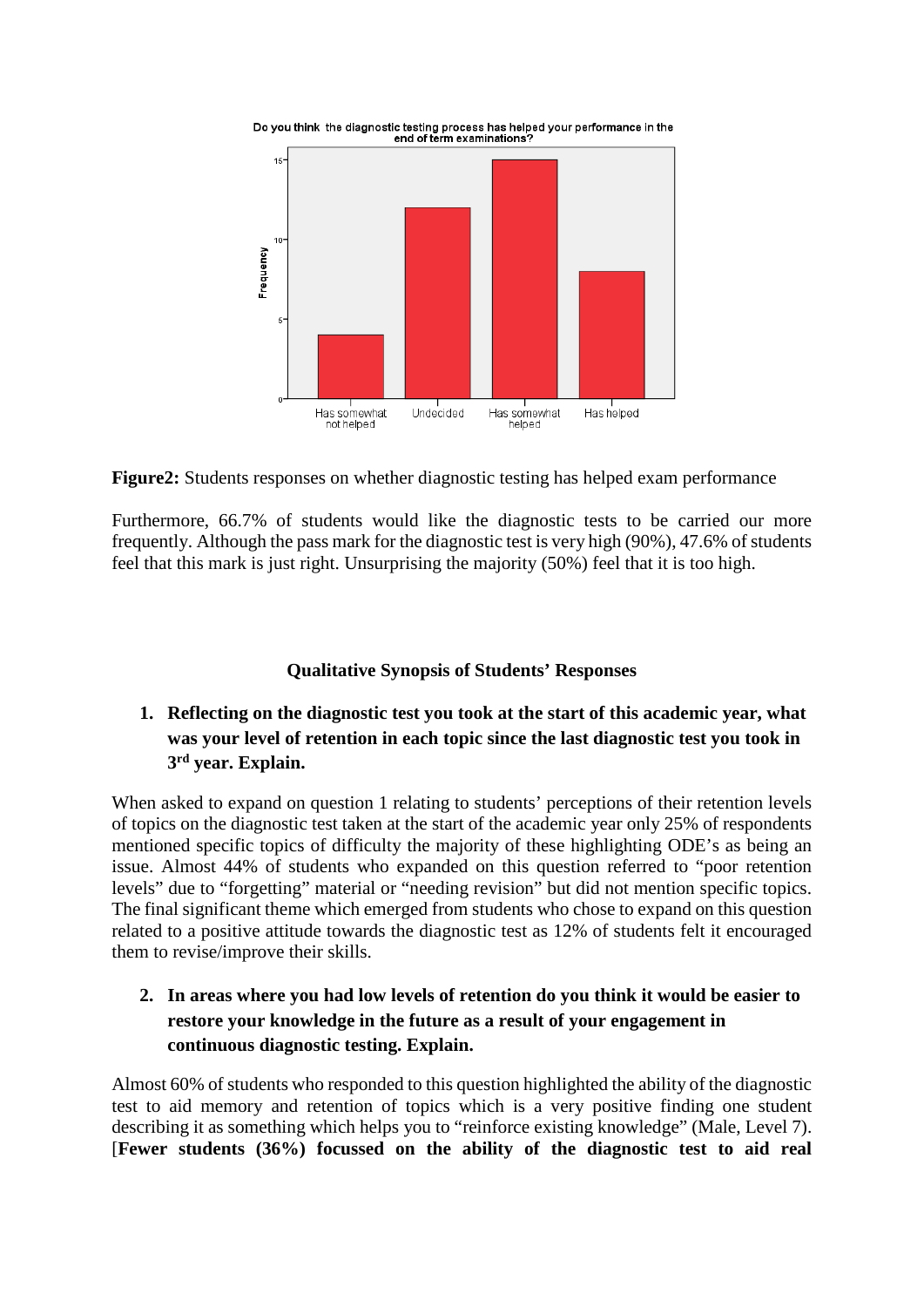Do you think the diagnostic testing process has helped your performance in the end of term examinations?

Frequency

15
10
5
0

Has somewhat not helped
Undecided
Has somewhat helped
Has helped

**Figure2:** Students responses on whether diagnostic testing has helped exam performance

Furthermore, 66.7% of students would like the diagnostic tests to be carried our more frequently. Although the pass mark for the diagnostic test is very high (90%), 47.6% of students feel that this mark is just right. Unsurprising the majority (50%) feel that it is too high.

### Qualitative Synopsis of Students' Responses

1. **Reflecting on the diagnostic test you took at the start of this academic year, what was your level of retention in each topic since the last diagnostic test you took in 3rd year. Explain.**

When asked to expand on question 1 relating to students' perceptions of their retention levels of topics on the diagnostic test taken at the start of the academic year only 25% of respondents mentioned specific topics of difficulty the majority of these highlighting ODE's as being an issue. Almost 44% of students who expanded on this question referred to "poor retention levels" due to "forgetting" material or "needing revision" but did not mention specific topics. The final significant theme which emerged from students who chose to expand on this question related to a positive attitude towards the diagnostic test as 12% of students felt it encouraged them to revise/improve their skills.

2. **In areas where you had low levels of retention do you think it would be easier to restore your knowledge in the future as a result of your engagement in continuous diagnostic testing. Explain.**

Almost 60% of students who responded to this question highlighted the ability of the diagnostic test to aid memory and retention of topics which is a very positive finding one student describing it as something which helps you to "reinforce existing knowledge" (Male, Level 7). [**Fewer students (36%) focussed on the ability of the diagnostic test to aid real**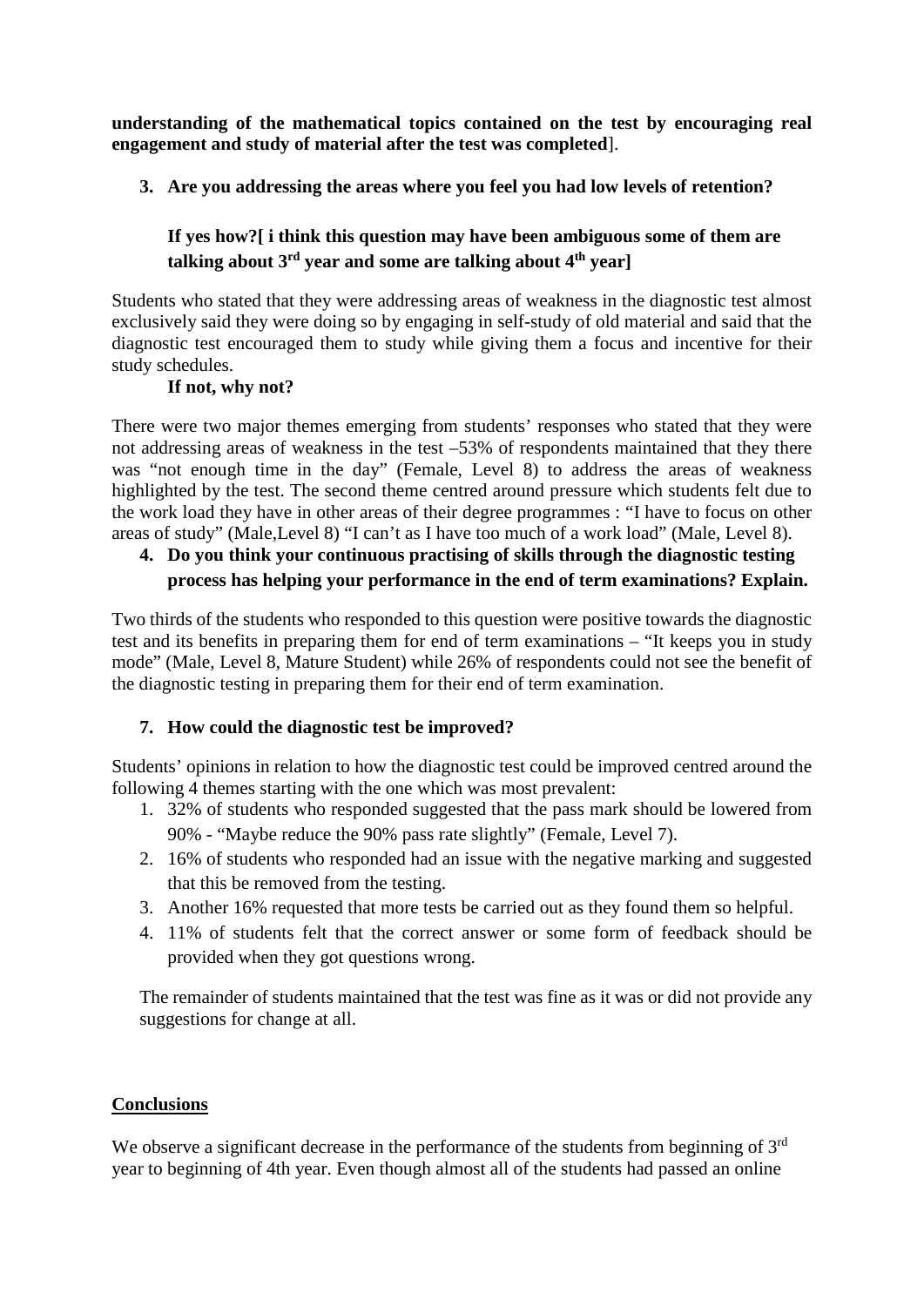**understanding of the mathematical topics contained on the test by encouraging real engagement and study of material after the test was completed**].

3. **Are you addressing the areas where you feel you had low levels of retention?**

   **If yes how?[ i think this question may have been ambiguous some of them are talking about 3rd year and some are talking about 4th year]**

Students who stated that they were addressing areas of weakness in the diagnostic test almost exclusively said they were doing so by engaging in self-study of old material and said that the diagnostic test encouraged them to study while giving them a focus and incentive for their study schedules.

**If not, why not?**

There were two major themes emerging from students' responses who stated that they were not addressing areas of weakness in the test –53% of respondents maintained that they there was "not enough time in the day" (Female, Level 8) to address the areas of weakness highlighted by the test. The second theme centred around pressure which students felt due to the work load they have in other areas of their degree programmes : "I have to focus on other areas of study" (Male,Level 8) "I can't as I have too much of a work load" (Male, Level 8).

4. **Do you think your continuous practising of skills through the diagnostic testing process has helping your performance in the end of term examinations? Explain.**

Two thirds of the students who responded to this question were positive towards the diagnostic test and its benefits in preparing them for end of term examinations – "It keeps you in study mode" (Male, Level 8, Mature Student) while 26% of respondents could not see the benefit of the diagnostic testing in preparing them for their end of term examination.

7. **How could the diagnostic test be improved?**

Students' opinions in relation to how the diagnostic test could be improved centred around the following 4 themes starting with the one which was most prevalent:

1. 32% of students who responded suggested that the pass mark should be lowered from 90% - "Maybe reduce the 90% pass rate slightly" (Female, Level 7).
2. 16% of students who responded had an issue with the negative marking and suggested that this be removed from the testing.
3. Another 16% requested that more tests be carried out as they found them so helpful.
4. 11% of students felt that the correct answer or some form of feedback should be provided when they got questions wrong.

The remainder of students maintained that the test was fine as it was or did not provide any suggestions for change at all.

## Conclusions

We observe a significant decrease in the performance of the students from beginning of 3rd year to beginning of 4th year. Even though almost all of the students had passed an online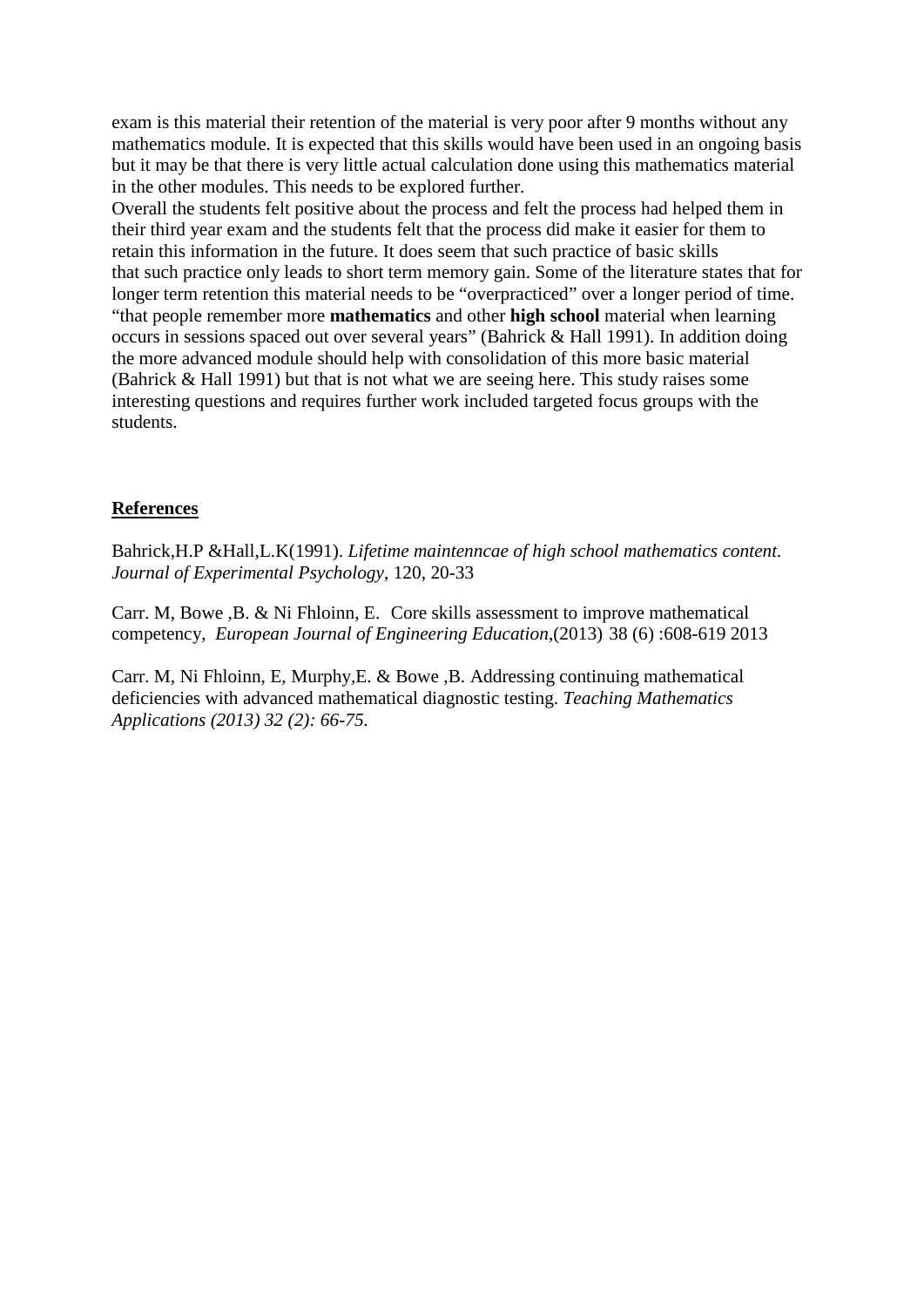exam is this material their retention of the material is very poor after 9 months without any mathematics module. It is expected that this skills would have been used in an ongoing basis but it may be that there is very little actual calculation done using this mathematics material in the other modules. This needs to be explored further.

Overall the students felt positive about the process and felt the process had helped them in their third year exam and the students felt that the process did make it easier for them to retain this information in the future. It does seem that such practice of basic skills that such practice only leads to short term memory gain. Some of the literature states that for longer term retention this material needs to be "overpracticed" over a longer period of time. "that people remember more **mathematics** and other **high school** material when learning occurs in sessions spaced out over several years" (Bahrick & Hall 1991). In addition doing the more advanced module should help with consolidation of this more basic material (Bahrick & Hall 1991) but that is not what we are seeing here. This study raises some interesting questions and requires further work included targeted focus groups with the students.

## References

Bahrick,H.P &Hall,L.K(1991). *Lifetime maintenncae of high school mathematics content. Journal of Experimental Psychology*, 120, 20-33

Carr. M, Bowe ,B. & Ni Fhloinn, E. Core skills assessment to improve mathematical competency, *European Journal of Engineering Education*,(2013) 38 (6) :608-619 2013

Carr. M, Ni Fhloinn, E, Murphy,E. & Bowe ,B. Addressing continuing mathematical deficiencies with advanced mathematical diagnostic testing. *Teaching Mathematics Applications (2013) 32 (2): 66-75.*